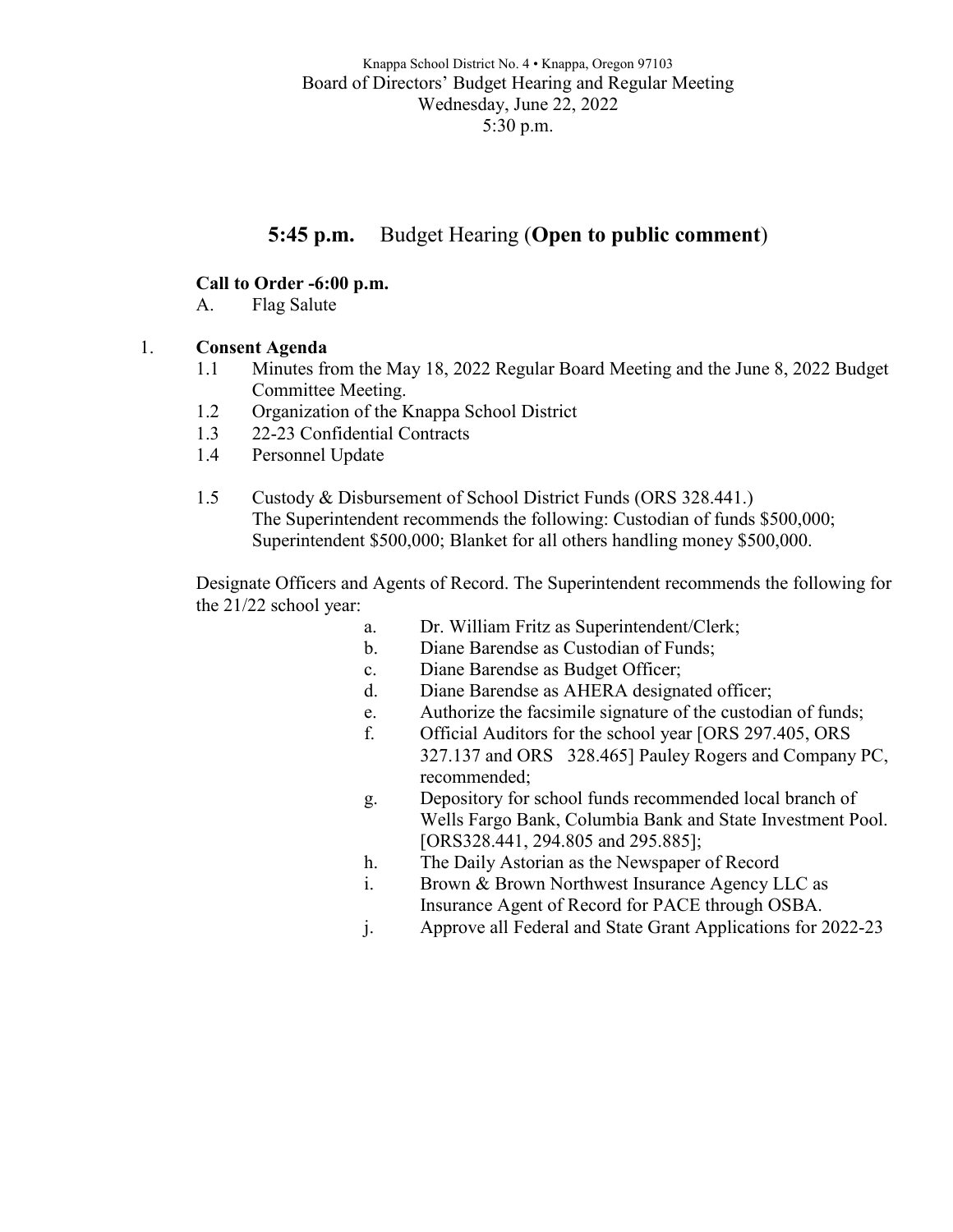Knappa School District No. 4 • Knappa, Oregon 97103
Board of Directors' Budget Hearing and Regular Meeting
Wednesday, June 22, 2022
5:30 p.m.

## **5:45 p.m.** Budget Hearing (**Open to public comment**)

**Call to Order -6:00 p.m.**

A. Flag Salute

1. **Consent Agenda**
   - 1.1 Minutes from the May 18, 2022 Regular Board Meeting and the June 8, 2022 Budget Committee Meeting.
   - 1.2 Organization of the Knappa School District
   - 1.3 22-23 Confidential Contracts
   - 1.4 Personnel Update
   - 1.5 Custody & Disbursement of School District Funds (ORS 328.441.) The Superintendent recommends the following: Custodian of funds $500,000; Superintendent $500,000; Blanket for all others handling money $500,000.

Designate Officers and Agents of Record. The Superintendent recommends the following for the 21/22 school year:

- a. Dr. William Fritz as Superintendent/Clerk;
- b. Diane Barendse as Custodian of Funds;
- c. Diane Barendse as Budget Officer;
- d. Diane Barendse as AHERA designated officer;
- e. Authorize the facsimile signature of the custodian of funds;
- f. Official Auditors for the school year [ORS 297.405, ORS 327.137 and ORS 328.465] Pauley Rogers and Company PC, recommended;
- g. Depository for school funds recommended local branch of Wells Fargo Bank, Columbia Bank and State Investment Pool. [ORS328.441, 294.805 and 295.885];
- h. The Daily Astorian as the Newspaper of Record
- i. Brown & Brown Northwest Insurance Agency LLC as Insurance Agent of Record for PACE through OSBA.
- j. Approve all Federal and State Grant Applications for 2022-23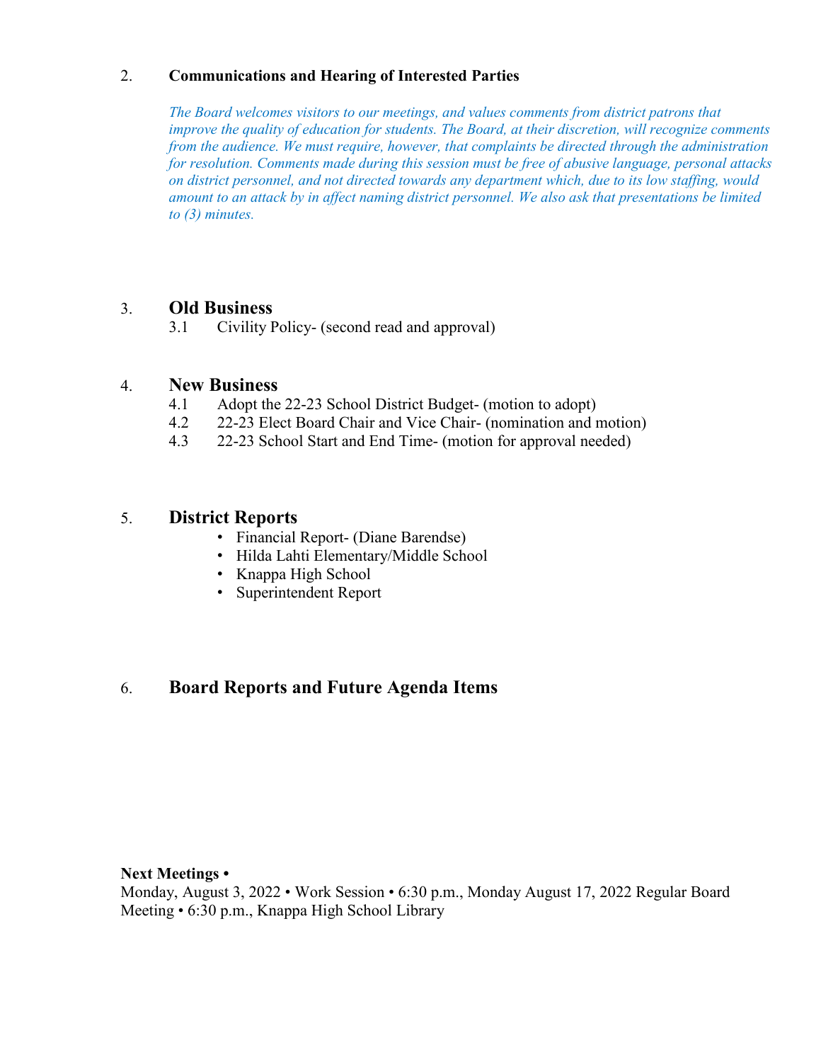2. **Communications and Hearing of Interested Parties**

*The Board welcomes visitors to our meetings, and values comments from district patrons that improve the quality of education for students. The Board, at their discretion, will recognize comments from the audience. We must require, however, that complaints be directed through the administration for resolution. Comments made during this session must be free of abusive language, personal attacks on district personnel, and not directed towards any department which, due to its low staffing, would amount to an attack by in affect naming district personnel. We also ask that presentations be limited to (3) minutes.*

3. **Old Business**
   - 3.1 Civility Policy- (second read and approval)

4. **New Business**
   - 4.1 Adopt the 22-23 School District Budget- (motion to adopt)
   - 4.2 22-23 Elect Board Chair and Vice Chair- (nomination and motion)
   - 4.3 22-23 School Start and End Time- (motion for approval needed)

5. **District Reports**
   - Financial Report- (Diane Barendse)
   - Hilda Lahti Elementary/Middle School
   - Knappa High School
   - Superintendent Report

6. **Board Reports and Future Agenda Items**

**Next Meetings •**
Monday, August 3, 2022 • Work Session • 6:30 p.m., Monday August 17, 2022 Regular Board Meeting • 6:30 p.m., Knappa High School Library